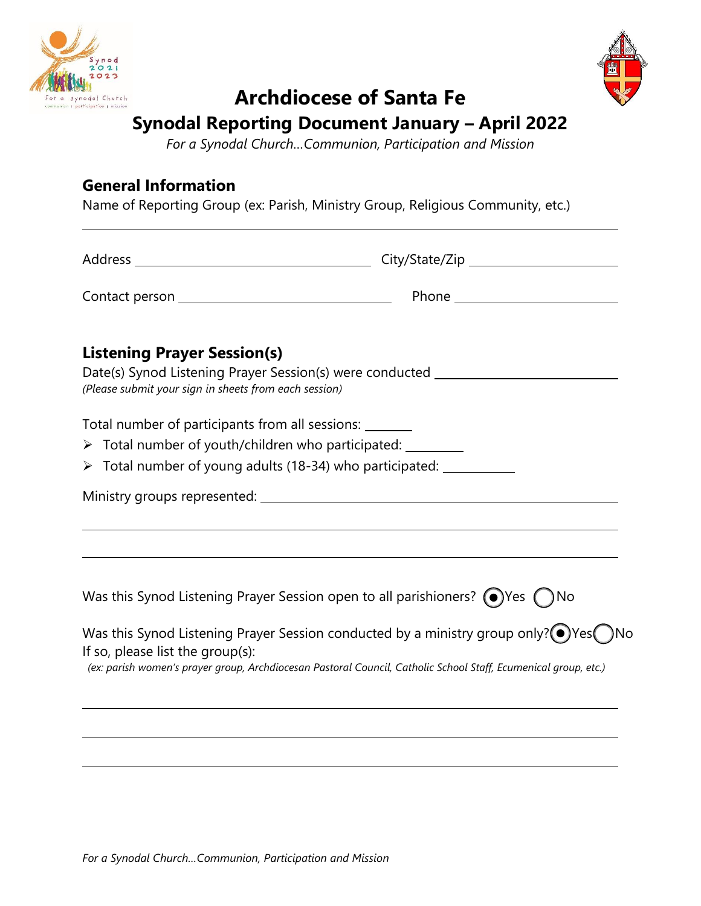# Archdiocese of Santa Fe

## Synodal Reporting Document January – April 2022

*For a Synodal Church…Communion, Participation and Mission*

### General Information

Name of Reporting Group (ex: Parish, Ministry Group, Religious Community, etc.)

\_\_\_\_\_\_\_\_\_\_\_\_\_\_\_\_\_\_\_\_\_\_\_\_\_\_\_\_\_\_\_\_\_\_\_\_\_\_\_\_\_\_\_\_\_\_\_\_

Address \_\_\_\_\_\_\_\_\_\_\_\_\_\_\_\_\_\_\_\_ City/State/Zip \_\_\_\_\_\_\_\_\_\_\_\_\_\_\_\_\_\_\_\_

Contact person \_\_\_\_\_\_\_\_\_\_\_\_\_\_\_\_\_\_\_\_ Phone \_\_\_\_\_\_\_\_\_\_\_\_\_\_\_\_\_\_\_\_

### Listening Prayer Session(s)

Date(s) Synod Listening Prayer Session(s) were conducted \_\_\_\_\_\_\_\_\_\_\_\_\_\_\_\_\_\_\_\_

*(Please submit your sign in sheets from each session)*

Total number of participants from all sessions: \_\_\_\_\_\_\_\_

- Total number of youth/children who participated: \_\_\_\_\_\_\_\_
- Total number of young adults (18-34) who participated: \_\_\_\_\_\_\_\_

Ministry groups represented: \_\_\_\_\_\_\_\_\_\_\_\_\_\_\_\_\_\_\_\_

\_\_\_\_\_\_\_\_\_\_\_\_\_\_\_\_\_\_\_\_\_\_\_\_\_\_\_\_\_\_\_\_\_\_\_\_\_\_\_\_\_\_\_\_\_\_\_\_

\_\_\_\_\_\_\_\_\_\_\_\_\_\_\_\_\_\_\_\_\_\_\_\_\_\_\_\_\_\_\_\_\_\_\_\_\_\_\_\_\_\_\_\_\_\_\_\_

Was this Synod Listening Prayer Session open to all parishioners? (●) Yes ( ) No

Was this Synod Listening Prayer Session conducted by a ministry group only? (●) Yes ( ) No

If so, please list the group(s):

*(ex: parish women's prayer group, Archdiocesan Pastoral Council, Catholic School Staff, Ecumenical group, etc.)*

\_\_\_\_\_\_\_\_\_\_\_\_\_\_\_\_\_\_\_\_\_\_\_\_\_\_\_\_\_\_\_\_\_\_\_\_\_\_\_\_\_\_\_\_\_\_\_\_

\_\_\_\_\_\_\_\_\_\_\_\_\_\_\_\_\_\_\_\_\_\_\_\_\_\_\_\_\_\_\_\_\_\_\_\_\_\_\_\_\_\_\_\_\_\_\_\_

\_\_\_\_\_\_\_\_\_\_\_\_\_\_\_\_\_\_\_\_\_\_\_\_\_\_\_\_\_\_\_\_\_\_\_\_\_\_\_\_\_\_\_\_\_\_\_\_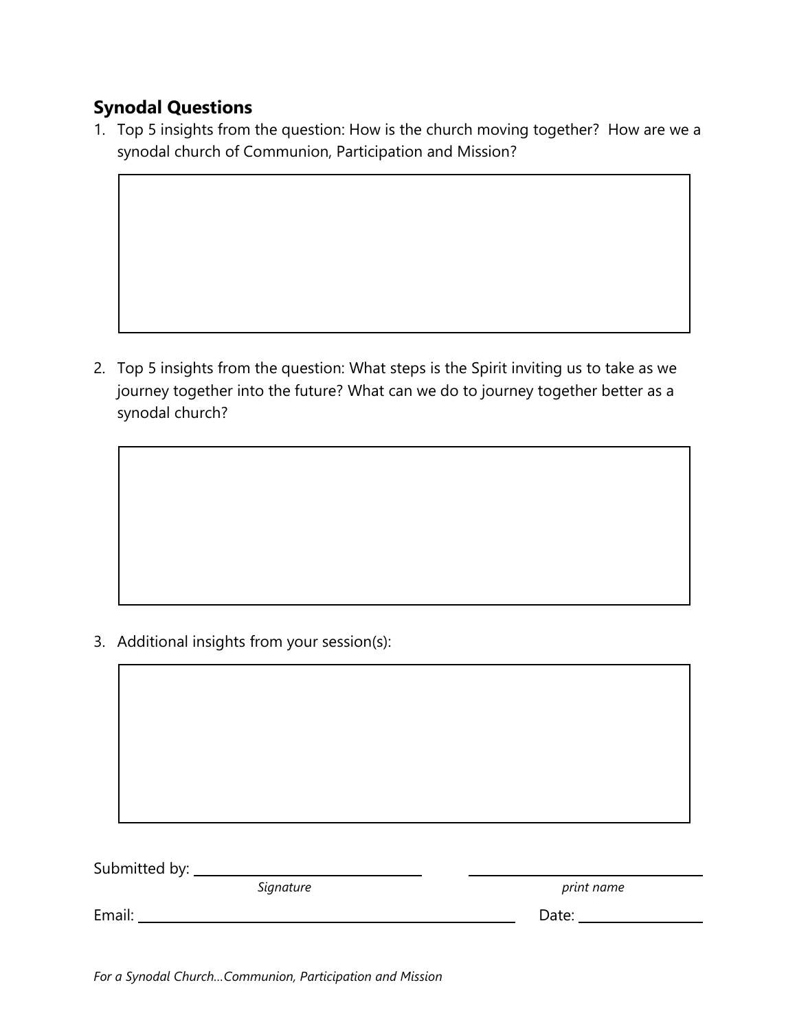## Synodal Questions

1. Top 5 insights from the question: How is the church moving together? How are we a synodal church of Communion, Participation and Mission?

2. Top 5 insights from the question: What steps is the Spirit inviting us to take as we journey together into the future? What can we do to journey together better as a synodal church?

3. Additional insights from your session(s):

Submitted by: ______________________________ ______________________________

*Signature* *print name*

Email: ______________________________ Date: ______________

*For a Synodal Church…Communion, Participation and Mission*